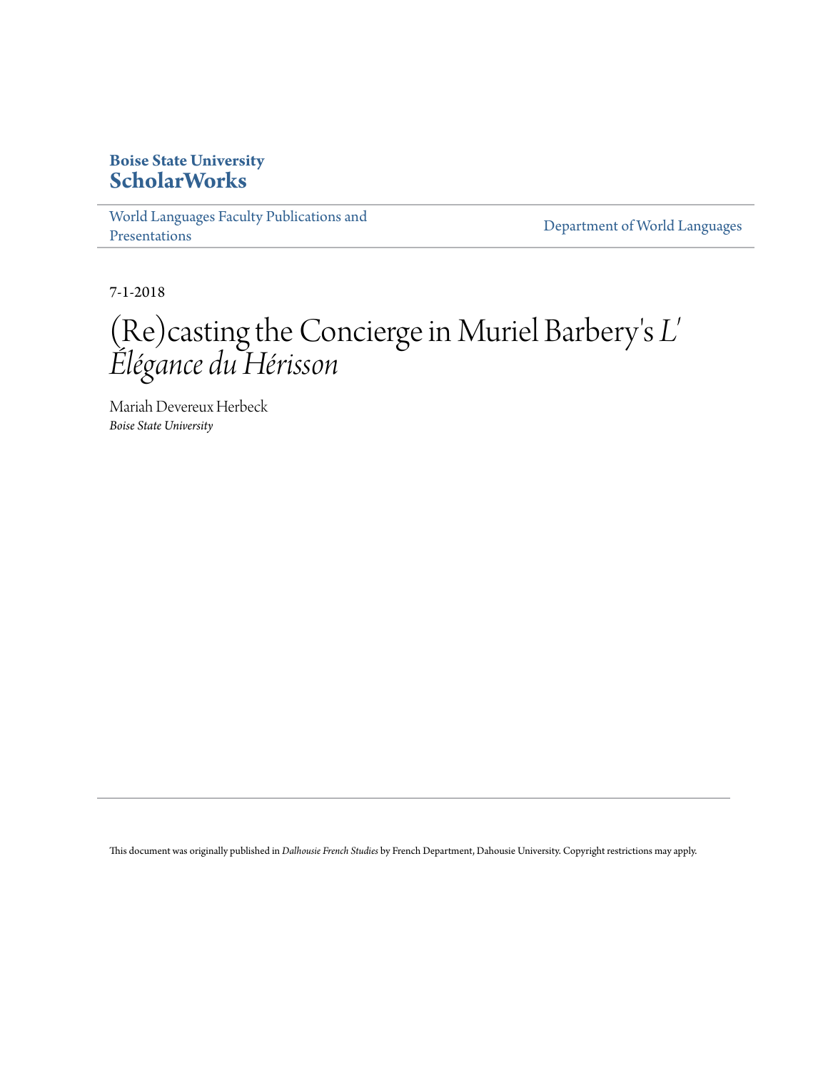**Boise State University**
**ScholarWorks**

World Languages Faculty Publications and Presentations

Department of World Languages

7-1-2018

# (Re)casting the Concierge in Muriel Barbery's *L' Élégance du Hérisson*

Mariah Devereux Herbeck
*Boise State University*

This document was originally published in *Dalhousie French Studies* by French Department, Dahousie University. Copyright restrictions may apply.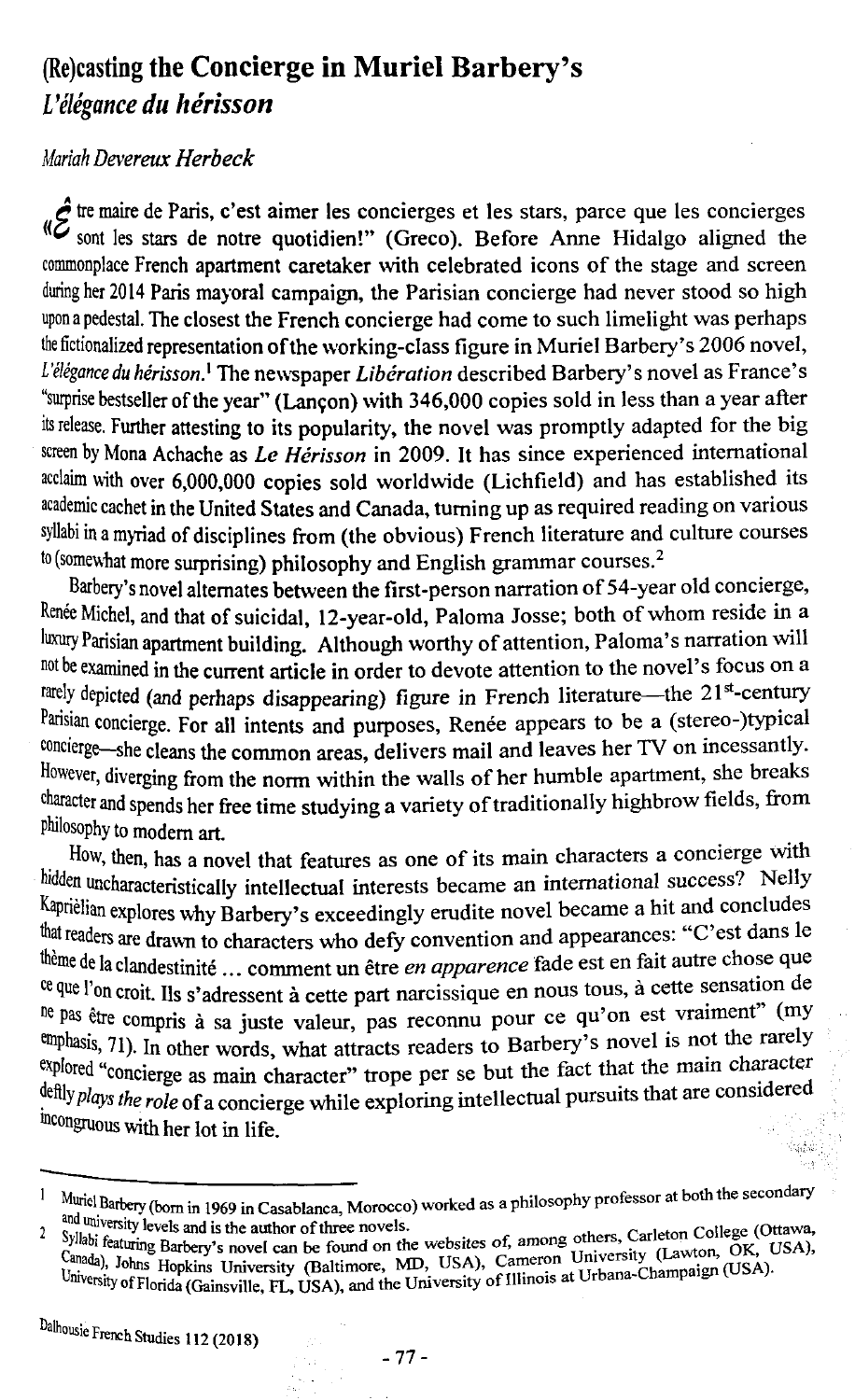# (Re)casting the Concierge in Muriel Barbery's *L'élégance du hérisson*

*Mariah Devereux Herbeck*

« Être maire de Paris, c'est aimer les concierges et les stars, parce que les concierges sont les stars de notre quotidien!" (Greco). Before Anne Hidalgo aligned the commonplace French apartment caretaker with celebrated icons of the stage and screen during her 2014 Paris mayoral campaign, the Parisian concierge had never stood so high upon a pedestal. The closest the French concierge had come to such limelight was perhaps the fictionalized representation of the working-class figure in Muriel Barbery's 2006 novel, *L'élégance du hérisson*.[1] The newspaper *Libération* described Barbery's novel as France's "surprise bestseller of the year" (Lançon) with 346,000 copies sold in less than a year after its release. Further attesting to its popularity, the novel was promptly adapted for the big screen by Mona Achache as *Le Hérisson* in 2009. It has since experienced international acclaim with over 6,000,000 copies sold worldwide (Lichfield) and has established its academic cachet in the United States and Canada, turning up as required reading on various syllabi in a myriad of disciplines from (the obvious) French literature and culture courses to (somewhat more surprising) philosophy and English grammar courses.[2]

Barbery's novel alternates between the first-person narration of 54-year old concierge, Renée Michel, and that of suicidal, 12-year-old, Paloma Josse; both of whom reside in a luxury Parisian apartment building. Although worthy of attention, Paloma's narration will not be examined in the current article in order to devote attention to the novel's focus on a rarely depicted (and perhaps disappearing) figure in French literature—the 21st-century Parisian concierge. For all intents and purposes, Renée appears to be a (stereo-)typical concierge—she cleans the common areas, delivers mail and leaves her TV on incessantly. However, diverging from the norm within the walls of her humble apartment, she breaks character and spends her free time studying a variety of traditionally highbrow fields, from philosophy to modern art.

How, then, has a novel that features as one of its main characters a concierge with hidden uncharacteristically intellectual interests became an international success? Nelly Kaprièlian explores why Barbery's exceedingly erudite novel became a hit and concludes that readers are drawn to characters who defy convention and appearances: "C'est dans le thème de la clandestinité ... comment un être *en apparence* fade est en fait autre chose que ce que l'on croit. Ils s'adressent à cette part narcissique en nous tous, à cette sensation de ne pas être compris à sa juste valeur, pas reconnu pour ce qu'on est vraiment" (my emphasis, 71). In other words, what attracts readers to Barbery's novel is not the rarely explored "concierge as main character" trope per se but the fact that the main character deftly *plays the role* of a concierge while exploring intellectual pursuits that are considered incongruous with her lot in life.

---

1 Muriel Barbery (born in 1969 in Casablanca, Morocco) worked as a philosophy professor at both the secondary and university levels and is the author of three novels.

2 Syllabi featuring Barbery's novel can be found on the websites of, among others, Carleton College (Ottawa, Canada), Johns Hopkins University (Baltimore, MD, USA), Cameron University (Lawton, OK, USA), University of Florida (Gainsville, FL, USA), and the University of Illinois at Urbana-Champaign (USA).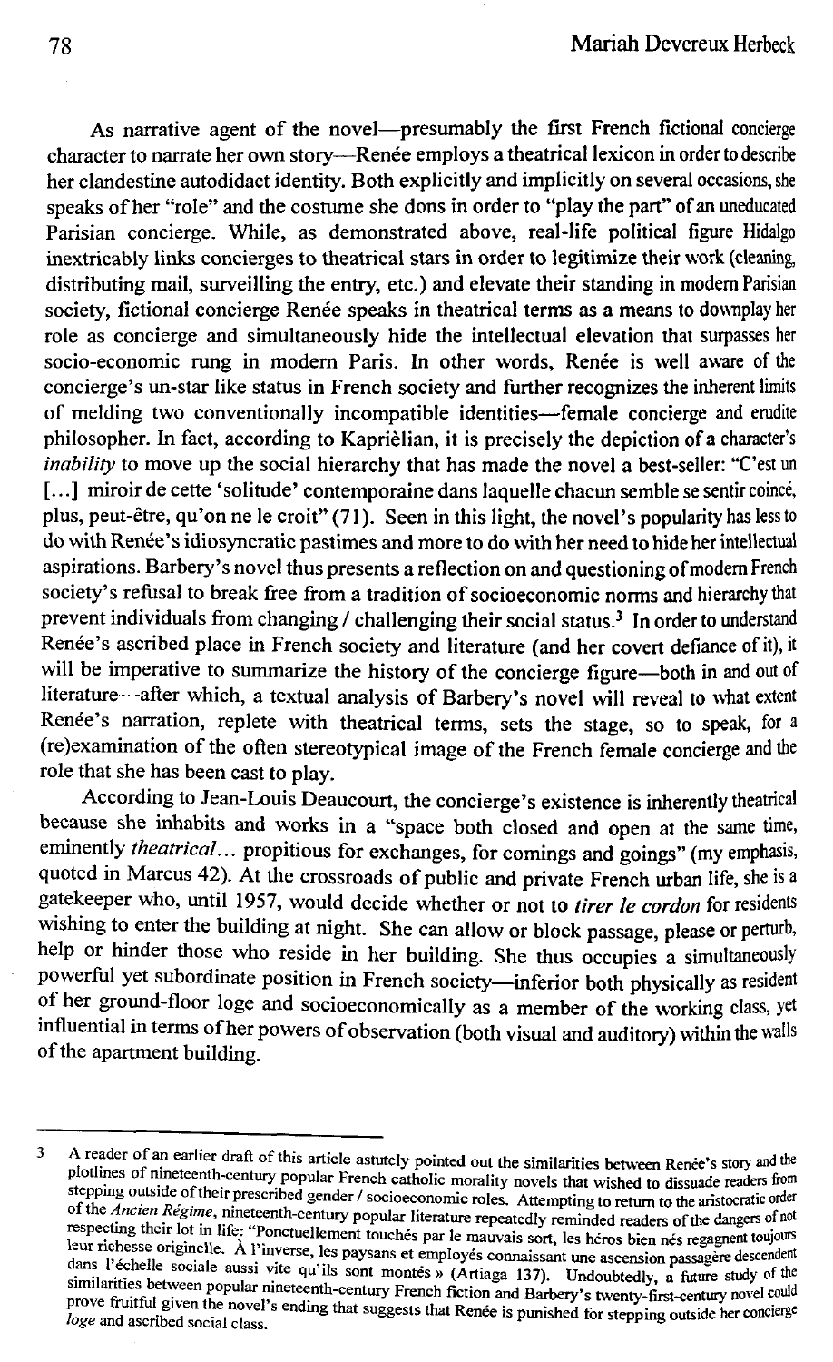As narrative agent of the novel—presumably the first French fictional concierge character to narrate her own story—Renée employs a theatrical lexicon in order to describe her clandestine autodidact identity. Both explicitly and implicitly on several occasions, she speaks of her "role" and the costume she dons in order to "play the part" of an uneducated Parisian concierge. While, as demonstrated above, real-life political figure Hidalgo inextricably links concierges to theatrical stars in order to legitimize their work (cleaning, distributing mail, surveilling the entry, etc.) and elevate their standing in modern Parisian society, fictional concierge Renée speaks in theatrical terms as a means to downplay her role as concierge and simultaneously hide the intellectual elevation that surpasses her socio-economic rung in modern Paris. In other words, Renée is well aware of the concierge's un-star like status in French society and further recognizes the inherent limits of melding two conventionally incompatible identities—female concierge and erudite philosopher. In fact, according to Kaprièlian, it is precisely the depiction of a character's *inability* to move up the social hierarchy that has made the novel a best-seller: "C'est un [...] miroir de cette 'solitude' contemporaine dans laquelle chacun semble se sentir coincé, plus, peut-être, qu'on ne le croit" (71). Seen in this light, the novel's popularity has less to do with Renée's idiosyncratic pastimes and more to do with her need to hide her intellectual aspirations. Barbery's novel thus presents a reflection on and questioning of modern French society's refusal to break free from a tradition of socioeconomic norms and hierarchy that prevent individuals from changing / challenging their social status.[3] In order to understand Renée's ascribed place in French society and literature (and her covert defiance of it), it will be imperative to summarize the history of the concierge figure—both in and out of literature—after which, a textual analysis of Barbery's novel will reveal to what extent Renée's narration, replete with theatrical terms, sets the stage, so to speak, for a (re)examination of the often stereotypical image of the French female concierge and the role that she has been cast to play.

According to Jean-Louis Deaucourt, the concierge's existence is inherently theatrical because she inhabits and works in a "space both closed and open at the same time, eminently *theatrical*... propitious for exchanges, for comings and goings" (my emphasis, quoted in Marcus 42). At the crossroads of public and private French urban life, she is a gatekeeper who, until 1957, would decide whether or not to *tirer le cordon* for residents wishing to enter the building at night. She can allow or block passage, please or perturb, help or hinder those who reside in her building. She thus occupies a simultaneously powerful yet subordinate position in French society—inferior both physically as resident of her ground-floor loge and socioeconomically as a member of the working class, yet influential in terms of her powers of observation (both visual and auditory) within the walls of the apartment building.

---

3 A reader of an earlier draft of this article astutely pointed out the similarities between Renée's story and the plotlines of nineteenth-century popular French catholic morality novels that wished to dissuade readers from stepping outside of their prescribed gender / socioeconomic roles. Attempting to return to the aristocratic order of the *Ancien Régime*, nineteenth-century popular literature repeatedly reminded readers of the dangers of not respecting their lot in life: "Ponctuellement touchés par le mauvais sort, les héros bien nés regagnent toujours leur richesse originelle. À l'inverse, les paysans et employés connaissant une ascension passagère descendent dans l'échelle sociale aussi vite qu'ils sont montés » (Artiaga 137). Undoubtedly, a future study of the similarities between popular nineteenth-century French fiction and Barbery's twenty-first-century novel could prove fruitful given the novel's ending that suggests that Renée is punished for stepping outside her concierge *loge* and ascribed social class.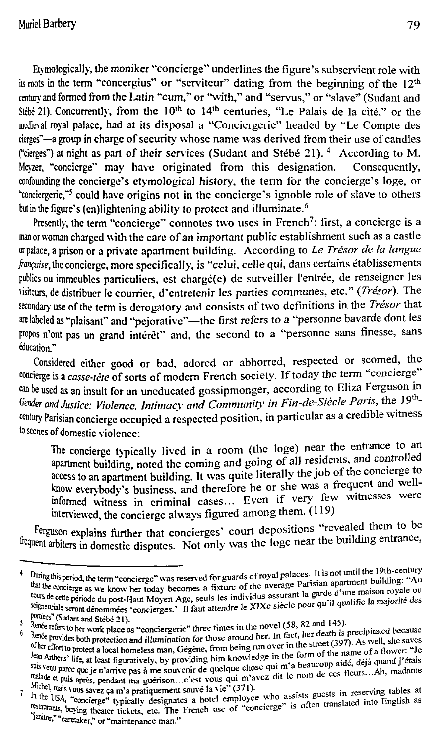Etymologically, the moniker "concierge" underlines the figure's subservient role with its roots in the term "concergius" or "serviteur" dating from the beginning of the 12th century and formed from the Latin "cum," or "with," and "servus," or "slave" (Sudant and Stébé 21). Concurrently, from the 10th to 14th centuries, "Le Palais de la cité," or the medieval royal palace, had at its disposal a "Conciergerie" headed by "Le Compte des cierges"—a group in charge of security whose name was derived from their use of candles ("cierges") at night as part of their services (Sudant and Stébé 21).[4] According to M. Meyzer, "concierge" may have originated from this designation. Consequently, confounding the concierge's etymological history, the term for the concierge's loge, or "conciergerie,"[5] could have origins not in the concierge's ignoble role of slave to others but in the figure's (en)lightening ability to protect and illuminate.[6]

Presently, the term "concierge" connotes two uses in French[7]: first, a concierge is a man or woman charged with the care of an important public establishment such as a castle or palace, a prison or a private apartment building. According to *Le Trésor de la langue française*, the concierge, more specifically, is "celui, celle qui, dans certains établissements publics ou immeubles particuliers, est chargé(e) de surveiller l'entrée, de renseigner les visiteurs, de distribuer le courrier, d'entretenir les parties communes, etc." (*Trésor*). The secondary use of the term is derogatory and consists of two definitions in the *Trésor* that are labeled as "plaisant" and "pejorative"—the first refers to a "personne bavarde dont les propos n'ont pas un grand intérêt" and, the second to a "personne sans finesse, sans éducation."

Considered either good or bad, adored or abhorred, respected or scorned, the concierge is a *casse-tête* of sorts of modern French society. If today the term "concierge" can be used as an insult for an uneducated gossipmonger, according to Eliza Ferguson in *Gender and Justice: Violence, Intimacy and Community in Fin-de-Siècle Paris*, the 19th-century Parisian concierge occupied a respected position, in particular as a credible witness to scenes of domestic violence:

> The concierge typically lived in a room (the loge) near the entrance to an apartment building, noted the coming and going of all residents, and controlled access to an apartment building. It was quite literally the job of the concierge to know everybody's business, and therefore he or she was a frequent and well-informed witness in criminal cases... Even if very few witnesses were interviewed, the concierge always figured among them. (119)

Ferguson explains further that concierges' court depositions "revealed them to be frequent arbiters in domestic disputes. Not only was the loge near the building entrance,

---

[4] During this period, the term "concierge" was reserved for guards of royal palaces. It is not until the 19th-century that the concierge as we know her today becomes a fixture of the average Parisian apartment building: "Au cours de cette période du post-Haut Moyen Age, seuls les individus assurant la garde d'une maison royale ou seigneuriale seront dénommées 'concierges.' Il faut attendre le XIXe siècle pour qu'il qualifie la majorité des portiers" (Sudant and Stébé 21).

[5] Renée refers to her work place as "conciergerie" three times in the novel (58, 82 and 145).

[6] Renée provides both protection and illumination for those around her. In fact, her death is precipitated because of her effort to protect a local homeless man, Gégène, from being run over in the street (397). As well, she saves Jean Arthens' life, at least figuratively, by providing him knowledge in the form of the name of a flower: "Je suis venu parce que je n'arrive pas à me souvenir de quelque chose qui m'a beaucoup aidé, déjà quand j'étais malade et puis après, pendant ma guérison...c'est vous qui m'avez dit le nom de ces fleurs...Ah, madame Michel, mais vous savez ça m'a pratiquement sauvé la vie" (371).

[7] In the USA, "concierge" typically designates a hotel employee who assists guests in reserving tables at restaurants, buying theater tickets, etc. The French use of "concierge" is often translated into English as "janitor," "caretaker," or "maintenance man."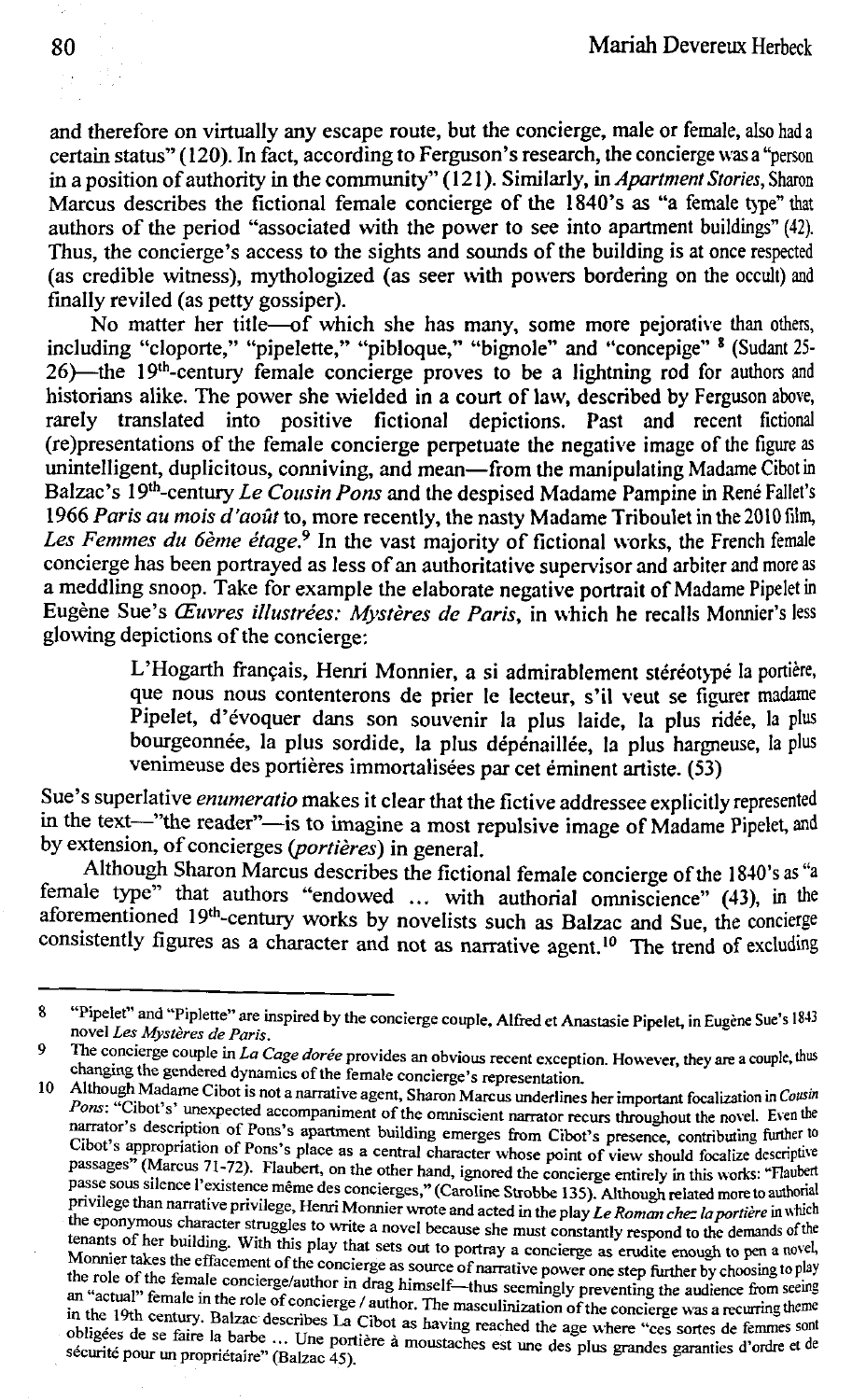and therefore on virtually any escape route, but the concierge, male or female, also had a certain status" (120). In fact, according to Ferguson's research, the concierge was a "person in a position of authority in the community" (121). Similarly, in *Apartment Stories*, Sharon Marcus describes the fictional female concierge of the 1840's as "a female type" that authors of the period "associated with the power to see into apartment buildings" (42). Thus, the concierge's access to the sights and sounds of the building is at once respected (as credible witness), mythologized (as seer with powers bordering on the occult) and finally reviled (as petty gossiper).

No matter her title—of which she has many, some more pejorative than others, including "cloporte," "pipelette," "pibloque," "bignole" and "concepige" [8] (Sudant 25-26)—the 19th-century female concierge proves to be a lightning rod for authors and historians alike. The power she wielded in a court of law, described by Ferguson above, rarely translated into positive fictional depictions. Past and recent fictional (re)presentations of the female concierge perpetuate the negative image of the figure as unintelligent, duplicitous, conniving, and mean—from the manipulating Madame Cibot in Balzac's 19th-century *Le Cousin Pons* and the despised Madame Pampine in René Fallet's 1966 *Paris au mois d'août* to, more recently, the nasty Madame Triboulet in the 2010 film, *Les Femmes du 6ème étage*.[9] In the vast majority of fictional works, the French female concierge has been portrayed as less of an authoritative supervisor and arbiter and more as a meddling snoop. Take for example the elaborate negative portrait of Madame Pipelet in Eugène Sue's *Œuvres illustrées: Mystères de Paris*, in which he recalls Monnier's less glowing depictions of the concierge:

> L'Hogarth français, Henri Monnier, a si admirablement stéréotypé la portière, que nous nous contenterons de prier le lecteur, s'il veut se figurer madame Pipelet, d'évoquer dans son souvenir la plus laide, la plus ridée, la plus bourgeonnée, la plus sordide, la plus dépénaillée, la plus hargneuse, la plus venimeuse des portières immortalisées par cet éminent artiste. (53)

Sue's superlative *enumeratio* makes it clear that the fictive addressee explicitly represented in the text—"the reader"—is to imagine a most repulsive image of Madame Pipelet, and by extension, of concierges (*portières*) in general.

Although Sharon Marcus describes the fictional female concierge of the 1840's as "a female type" that authors "endowed ... with authorial omniscience" (43), in the aforementioned 19th-century works by novelists such as Balzac and Sue, the concierge consistently figures as a character and not as narrative agent.[10] The trend of excluding

---

8 "Pipelet" and "Piplette" are inspired by the concierge couple, Alfred et Anastasie Pipelet, in Eugène Sue's 1843 novel *Les Mystères de Paris*.

9 The concierge couple in *La Cage dorée* provides an obvious recent exception. However, they are a couple, thus changing the gendered dynamics of the female concierge's representation.

10 Although Madame Cibot is not a narrative agent, Sharon Marcus underlines her important focalization in *Cousin Pons*: "Cibot's' unexpected accompaniment of the omniscient narrator recurs throughout the novel. Even the narrator's description of Pons's apartment building emerges from Cibot's presence, contributing further to Cibot's appropriation of Pons's place as a central character whose point of view should focalize descriptive passages" (Marcus 71-72). Flaubert, on the other hand, ignored the concierge entirely in this works: "Flaubert passe sous silence l'existence même des concierges," (Caroline Strobbe 135). Although related more to authorial privilege than narrative privilege, Henri Monnier wrote and acted in the play *Le Roman chez la portière* in which the eponymous character struggles to write a novel because she must constantly respond to the demands of the tenants of her building. With this play that sets out to portray a concierge as erudite enough to pen a novel, Monnier takes the effacement of the concierge as source of narrative power one step further by choosing to play the role of the female concierge/author in drag himself—thus seemingly preventing the audience from seeing an "actual" female in the role of concierge / author. The masculinization of the concierge was a recurring theme in the 19th century. Balzac describes La Cibot as having reached the age where "ces sortes de femmes sont obligées de se faire la barbe ... Une portière à moustaches est une des plus grandes garanties d'ordre et de sécurité pour un propriétaire" (Balzac 45).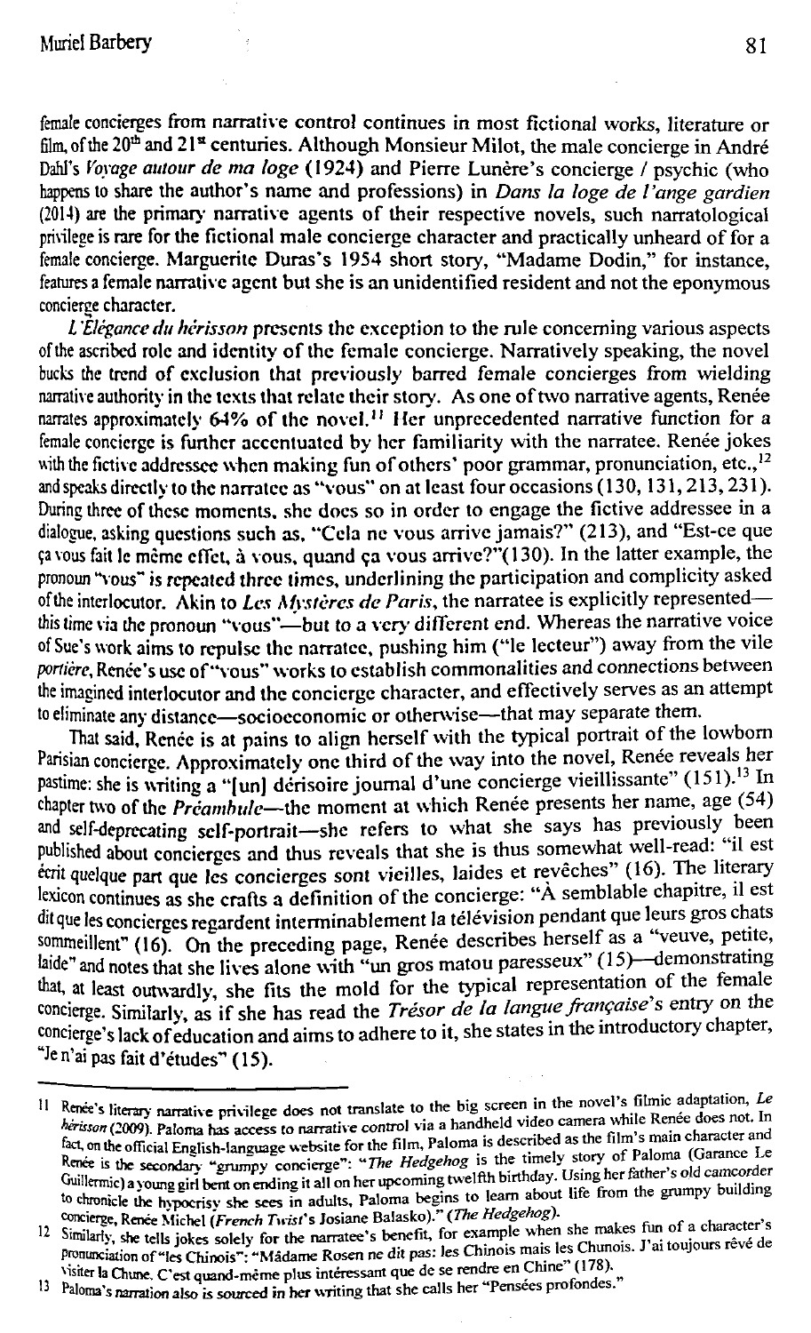female concierges from narrative control continues in most fictional works, literature or film, of the 20th and 21st centuries. Although Monsieur Milot, the male concierge in André Dahl's *Voyage autour de ma loge* (1924) and Pierre Lunère's concierge / psychic (who happens to share the author's name and professions) in *Dans la loge de l'ange gardien* (2014) are the primary narrative agents of their respective novels, such narratological privilege is rare for the fictional male concierge character and practically unheard of for a female concierge. Marguerite Duras's 1954 short story, "Madame Dodin," for instance, features a female narrative agent but she is an unidentified resident and not the eponymous concierge character.

*L'Élégance du hérisson* presents the exception to the rule concerning various aspects of the ascribed role and identity of the female concierge. Narratively speaking, the novel bucks the trend of exclusion that previously barred female concierges from wielding narrative authority in the texts that relate their story. As one of two narrative agents, Renée narrates approximately 64% of the novel.[11] Her unprecedented narrative function for a female concierge is further accentuated by her familiarity with the narratee. Renée jokes with the fictive addressee when making fun of others' poor grammar, pronunciation, etc.,[12] and speaks directly to the narratee as "vous" on at least four occasions (130, 131, 213, 231). During three of these moments, she does so in order to engage the fictive addressee in a dialogue, asking questions such as, "Cela ne vous arrive jamais?" (213), and "Est-ce que ça vous fait le même effet, à vous, quand ça vous arrive?"(130). In the latter example, the pronoun "vous" is repeated three times, underlining the participation and complicity asked of the interlocutor. Akin to *Les Mystères de Paris*, the narratee is explicitly represented—this time via the pronoun "vous"—but to a very different end. Whereas the narrative voice of Sue's work aims to repulse the narratee, pushing him ("le lecteur") away from the vile *portière*, Renée's use of "vous" works to establish commonalities and connections between the imagined interlocutor and the concierge character, and effectively serves as an attempt to eliminate any distance—socioeconomic or otherwise—that may separate them.

That said, Renée is at pains to align herself with the typical portrait of the lowborn Parisian concierge. Approximately one third of the way into the novel, Renée reveals her pastime: she is writing a "[un] dérisoire journal d'une concierge vieillissante" (151).[13] In chapter two of the *Préambule*—the moment at which Renée presents her name, age (54) and self-deprecating self-portrait—she refers to what she says has previously been published about concierges and thus reveals that she is thus somewhat well-read: "il est écrit quelque part que les concierges sont vieilles, laides et revêches" (16). The literary lexicon continues as she crafts a definition of the concierge: "À semblable chapitre, il est dit que les concierges regardent interminablement la télévision pendant que leurs gros chats sommeillent" (16). On the preceding page, Renée describes herself as a "veuve, petite, laide" and notes that she lives alone with "un gros matou paresseux" (15)—demonstrating that, at least outwardly, she fits the mold for the typical representation of the female concierge. Similarly, as if she has read the *Trésor de la langue française*'s entry on the concierge's lack of education and aims to adhere to it, she states in the introductory chapter, "Je n'ai pas fait d'études" (15).

---

11 Renée's literary narrative privilege does not translate to the big screen in the novel's filmic adaptation, *Le hérisson* (2009). Paloma has access to narrative control via a handheld video camera while Renée does not. In fact, on the official English-language website for the film, Paloma is described as the film's main character and Renée is the secondary "grumpy concierge": "*The Hedgehog* is the timely story of Paloma (Garance Le Guillermic) a young girl bent on ending it all on her upcoming twelfth birthday. Using her father's old camcorder to chronicle the hypocrisy she sees in adults, Paloma begins to learn about life from the grumpy building concierge, Renée Michel (*French Twist*'s Josiane Balasko)." (*The Hedgehog*).

12 Similarly, she tells jokes solely for the narratee's benefit, for example when she makes fun of a character's pronunciation of "les Chinois": "Mâdame Rosen ne dit pas: les Chinois mais les Chunois. J'ai toujours rêvé de visiter la Chune. C'est quand-même plus intéressant que de se rendre en Chine" (178).

13 Paloma's narration also is sourced in her writing that she calls her "Pensées profondes."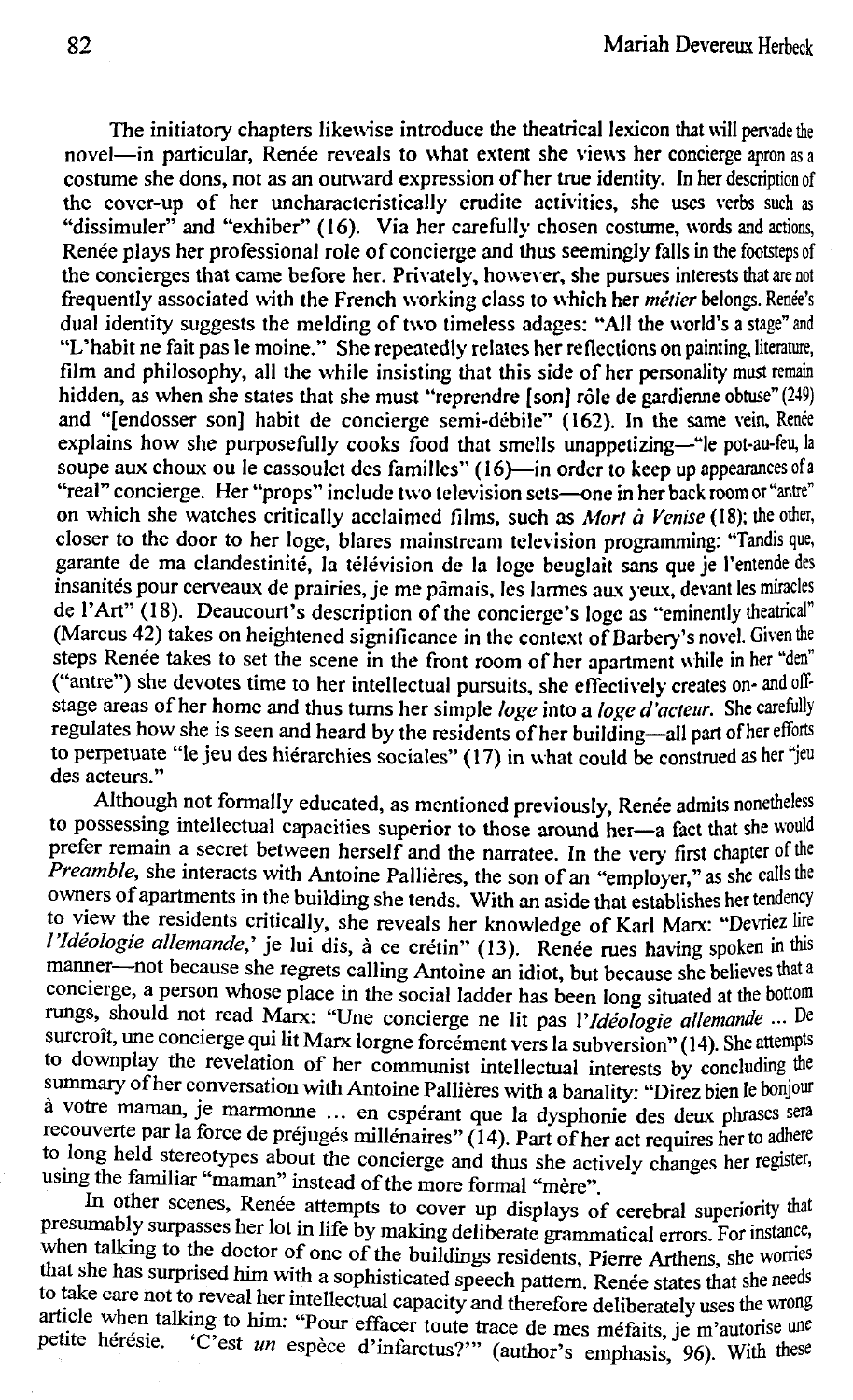The initiatory chapters likewise introduce the theatrical lexicon that will pervade the novel—in particular, Renée reveals to what extent she views her concierge apron as a costume she dons, not as an outward expression of her true identity. In her description of the cover-up of her uncharacteristically erudite activities, she uses verbs such as "dissimuler" and "exhiber" (16). Via her carefully chosen costume, words and actions, Renée plays her professional role of concierge and thus seemingly falls in the footsteps of the concierges that came before her. Privately, however, she pursues interests that are not frequently associated with the French working class to which her *métier* belongs. Renée's dual identity suggests the melding of two timeless adages: "All the world's a stage" and "L'habit ne fait pas le moine." She repeatedly relates her reflections on painting, literature, film and philosophy, all the while insisting that this side of her personality must remain hidden, as when she states that she must "reprendre [son] rôle de gardienne obtuse" (249) and "[endosser son] habit de concierge semi-débile" (162). In the same vein, Renée explains how she purposefully cooks food that smells unappetizing—"le pot-au-feu, la soupe aux choux ou le cassoulet des familles" (16)—in order to keep up appearances of a "real" concierge. Her "props" include two television sets—one in her back room or "antre" on which she watches critically acclaimed films, such as *Mort à Venise* (18); the other, closer to the door to her loge, blares mainstream television programming: "Tandis que, garante de ma clandestinité, la télévision de la loge beuglait sans que je l'entende des insanités pour cerveaux de prairies, je me pâmais, les larmes aux yeux, devant les miracles de l'Art" (18). Deaucourt's description of the concierge's loge as "eminently theatrical" (Marcus 42) takes on heightened significance in the context of Barbery's novel. Given the steps Renée takes to set the scene in the front room of her apartment while in her "den" ("antre") she devotes time to her intellectual pursuits, she effectively creates on- and off-stage areas of her home and thus turns her simple *loge* into a *loge d'acteur*. She carefully regulates how she is seen and heard by the residents of her building—all part of her efforts to perpetuate "le jeu des hiérarchies sociales" (17) in what could be construed as her "jeu des acteurs."

Although not formally educated, as mentioned previously, Renée admits nonetheless to possessing intellectual capacities superior to those around her—a fact that she would prefer remain a secret between herself and the narratee. In the very first chapter of the *Preamble*, she interacts with Antoine Pallières, the son of an "employer," as she calls the owners of apartments in the building she tends. With an aside that establishes her tendency to view the residents critically, she reveals her knowledge of Karl Marx: "Devriez lire *l'Idéologie allemande*,' je lui dis, à ce crétin" (13). Renée rues having spoken in this manner—not because she regrets calling Antoine an idiot, but because she believes that a concierge, a person whose place in the social ladder has been long situated at the bottom rungs, should not read Marx: "Une concierge ne lit pas *l'Idéologie allemande* ... De surcroît, une concierge qui lit Marx lorgne forcément vers la subversion" (14). She attempts to downplay the revelation of her communist intellectual interests by concluding the summary of her conversation with Antoine Pallières with a banality: "Direz bien le bonjour à votre maman, je marmonne ... en espérant que la dysphonie des deux phrases sera recouverte par la force de préjugés millénaires" (14). Part of her act requires her to adhere to long held stereotypes about the concierge and thus she actively changes her register, using the familiar "maman" instead of the more formal "mère".

In other scenes, Renée attempts to cover up displays of cerebral superiority that presumably surpasses her lot in life by making deliberate grammatical errors. For instance, when talking to the doctor of one of the buildings residents, Pierre Arthens, she worries that she has surprised him with a sophisticated speech pattern. Renée states that she needs to take care not to reveal her intellectual capacity and therefore deliberately uses the wrong article when talking to him: "Pour effacer toute trace de mes méfaits, je m'autorise une petite hérésie. 'C'est *un* espèce d'infarctus?'" (author's emphasis, 96). With these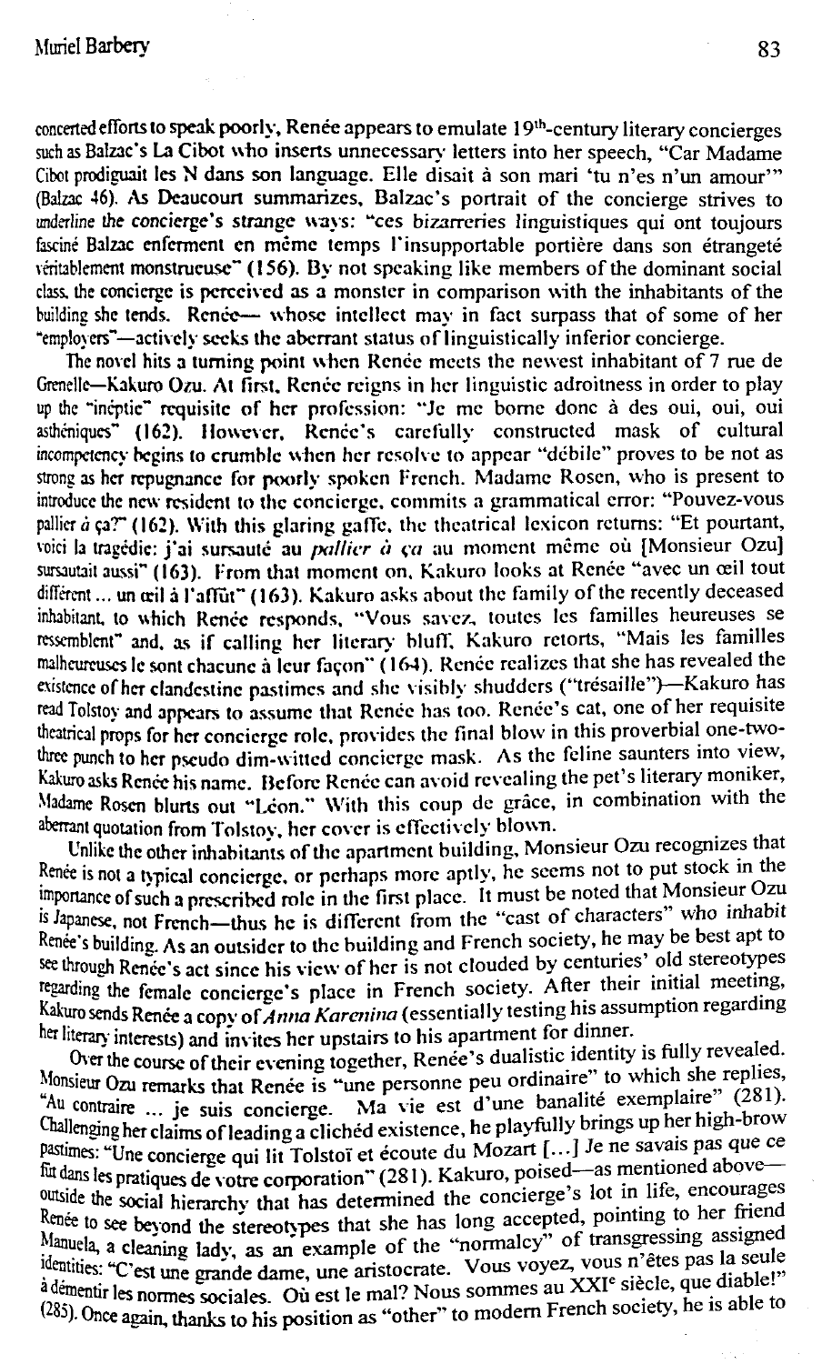concerted efforts to speak poorly, Renée appears to emulate 19[th]-century literary concierges such as Balzac's La Cibot who inserts unnecessary letters into her speech, "Car Madame Cibot prodiguait les N dans son language. Elle disait à son mari 'tu n'es n'un amour'" (Balzac 46). As Deaucourt summarizes, Balzac's portrait of the concierge strives to underline the concierge's strange ways: "ces bizarreries linguistiques qui ont toujours fasciné Balzac enferment en même temps l'insupportable portière dans son étrangeté véritablement monstrueuse" (156). By not speaking like members of the dominant social class, the concierge is perceived as a monster in comparison with the inhabitants of the building she tends. Renée— whose intellect may in fact surpass that of some of her "employers"—actively seeks the aberrant status of linguistically inferior concierge.

The novel hits a turning point when Renée meets the newest inhabitant of 7 rue de Grenelle—Kakuro Ozu. At first, Renée reigns in her linguistic adroitness in order to play up the "ineptie" requisite of her profession: "Je me borne donc à des oui, oui, oui asthéniques" (162). However, Renée's carefully constructed mask of cultural incompetency begins to crumble when her resolve to appear "débile" proves to be not as strong as her repugnance for poorly spoken French. Madame Rosen, who is present to introduce the new resident to the concierge, commits a grammatical error: "Pouvez-vous pallier *à* ça?" (162). With this glaring gaffe, the theatrical lexicon returns: "Et pourtant, voici la tragédie: j'ai sursauté au *pallier à ça* au moment même où [Monsieur Ozu] sursautait aussi" (163). From that moment on, Kakuro looks at Renée "avec un œil tout différent ... un œil à l'affût" (163). Kakuro asks about the family of the recently deceased inhabitant, to which Renée responds, "Vous savez, toutes les familles heureuses se ressemblent" and, as if calling her literary bluff, Kakuro retorts, "Mais les familles malheureuses le sont chacune à leur façon" (164). Renée realizes that she has revealed the existence of her clandestine pastimes and she visibly shudders ("trésaille")—Kakuro has read Tolstoy and appears to assume that Renée has too. Renée's cat, one of her requisite theatrical props for her concierge role, provides the final blow in this proverbial one-two-three punch to her pseudo dim-witted concierge mask. As the feline saunters into view, Kakuro asks Renée his name. Before Renée can avoid revealing the pet's literary moniker, Madame Rosen blurts out "Léon." With this coup de grâce, in combination with the aberrant quotation from Tolstoy, her cover is effectively blown.

Unlike the other inhabitants of the apartment building, Monsieur Ozu recognizes that Renée is not a typical concierge, or perhaps more aptly, he seems not to put stock in the importance of such a prescribed role in the first place. It must be noted that Monsieur Ozu is Japanese, not French—thus he is different from the "cast of characters" who inhabit Renée's building. As an outsider to the building and French society, he may be best apt to see through Renée's act since his view of her is not clouded by centuries' old stereotypes regarding the female concierge's place in French society. After their initial meeting, Kakuro sends Renée a copy of *Anna Karenina* (essentially testing his assumption regarding her literary interests) and invites her upstairs to his apartment for dinner.

Over the course of their evening together, Renée's dualistic identity is fully revealed. Monsieur Ozu remarks that Renée is "une personne peu ordinaire" to which she replies, "Au contraire ... je suis concierge. Ma vie est d'une banalité exemplaire" (281). Challenging her claims of leading a clichéd existence, he playfully brings up her high-brow pastimes: "Une concierge qui lit Tolstoï et écoute du Mozart [...] Je ne savais pas que ce fût dans les pratiques de votre corporation" (281). Kakuro, poised—as mentioned above—outside the social hierarchy that has determined the concierge's lot in life, encourages Renée to see beyond the stereotypes that she has long accepted, pointing to her friend Manuela, a cleaning lady, as an example of the "normalcy" of transgressing assigned identities: "C'est une grande dame, une aristocrate. Vous voyez, vous n'êtes pas la seule à démentir les normes sociales. Où est le mal? Nous sommes au XXI[e] siècle, que diable!" (285). Once again, thanks to his position as "other" to modern French society, he is able to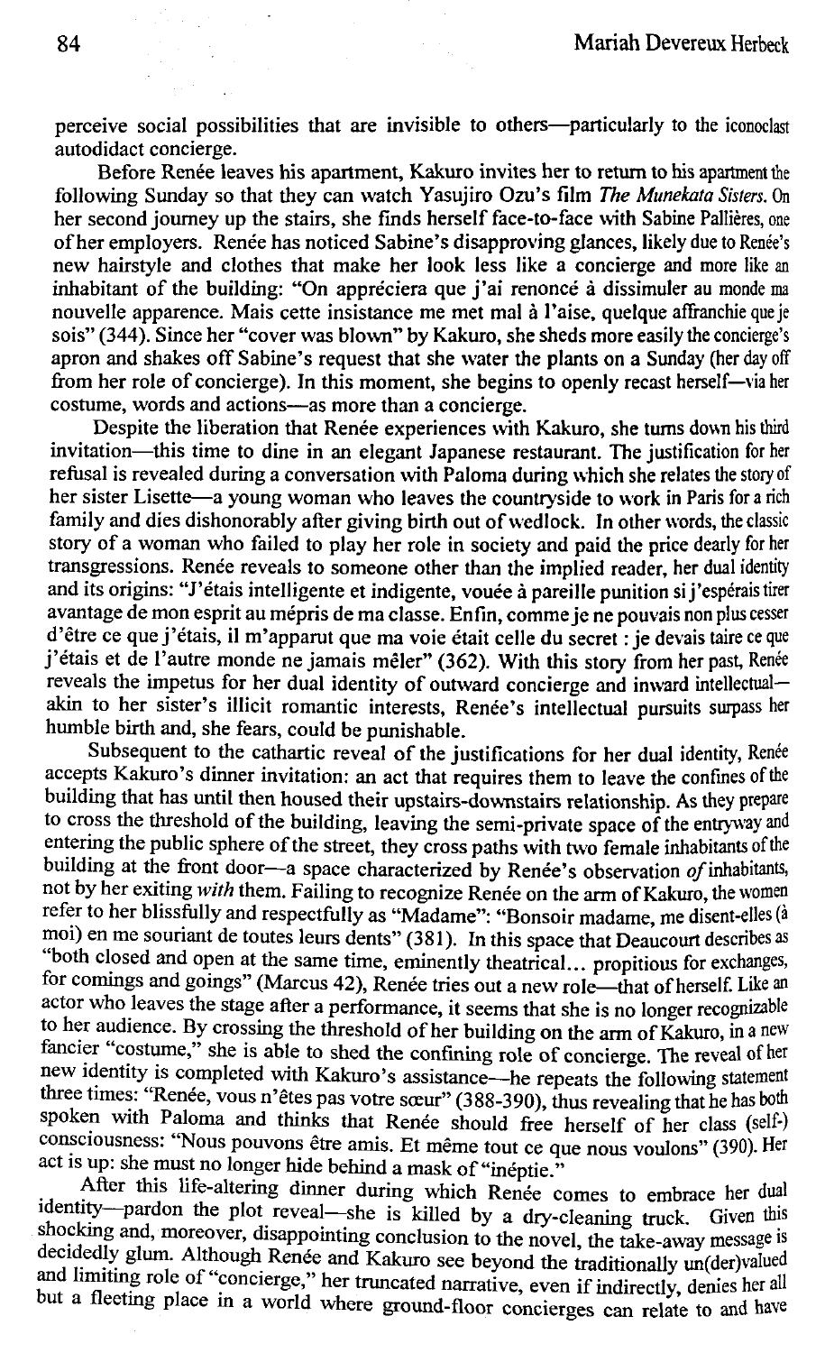perceive social possibilities that are invisible to others—particularly to the iconoclast autodidact concierge.

Before Renée leaves his apartment, Kakuro invites her to return to his apartment the following Sunday so that they can watch Yasujiro Ozu's film *The Munekata Sisters*. On her second journey up the stairs, she finds herself face-to-face with Sabine Pallières, one of her employers. Renée has noticed Sabine's disapproving glances, likely due to Renée's new hairstyle and clothes that make her look less like a concierge and more like an inhabitant of the building: "On appréciera que j'ai renoncé à dissimuler au monde ma nouvelle apparence. Mais cette insistance me met mal à l'aise, quelque affranchie que je sois" (344). Since her "cover was blown" by Kakuro, she sheds more easily the concierge's apron and shakes off Sabine's request that she water the plants on a Sunday (her day off from her role of concierge). In this moment, she begins to openly recast herself—via her costume, words and actions—as more than a concierge.

Despite the liberation that Renée experiences with Kakuro, she turns down his third invitation—this time to dine in an elegant Japanese restaurant. The justification for her refusal is revealed during a conversation with Paloma during which she relates the story of her sister Lisette—a young woman who leaves the countryside to work in Paris for a rich family and dies dishonorably after giving birth out of wedlock. In other words, the classic story of a woman who failed to play her role in society and paid the price dearly for her transgressions. Renée reveals to someone other than the implied reader, her dual identity and its origins: "J'étais intelligente et indigente, vouée à pareille punition si j'espérais tirer avantage de mon esprit au mépris de ma classe. Enfin, comme je ne pouvais non plus cesser d'être ce que j'étais, il m'apparut que ma voie était celle du secret : je devais taire ce que j'étais et de l'autre monde ne jamais mêler" (362). With this story from her past, Renée reveals the impetus for her dual identity of outward concierge and inward intellectual—akin to her sister's illicit romantic interests, Renée's intellectual pursuits surpass her humble birth and, she fears, could be punishable.

Subsequent to the cathartic reveal of the justifications for her dual identity, Renée accepts Kakuro's dinner invitation: an act that requires them to leave the confines of the building that has until then housed their upstairs-downstairs relationship. As they prepare to cross the threshold of the building, leaving the semi-private space of the entryway and entering the public sphere of the street, they cross paths with two female inhabitants of the building at the front door—a space characterized by Renée's observation *of* inhabitants, not by her exiting *with* them. Failing to recognize Renée on the arm of Kakuro, the women refer to her blissfully and respectfully as "Madame": "Bonsoir madame, me disent-elles (à moi) en me souriant de toutes leurs dents" (381). In this space that Deaucourt describes as "both closed and open at the same time, eminently theatrical… propitious for exchanges, for comings and goings" (Marcus 42), Renée tries out a new role—that of herself. Like an actor who leaves the stage after a performance, it seems that she is no longer recognizable to her audience. By crossing the threshold of her building on the arm of Kakuro, in a new fancier "costume," she is able to shed the confining role of concierge. The reveal of her new identity is completed with Kakuro's assistance—he repeats the following statement three times: "Renée, vous n'êtes pas votre sœur" (388-390), thus revealing that he has both spoken with Paloma and thinks that Renée should free herself of her class (self-) consciousness: "Nous pouvons être amis. Et même tout ce que nous voulons" (390). Her act is up: she must no longer hide behind a mask of "inéptie."

After this life-altering dinner during which Renée comes to embrace her dual identity—pardon the plot reveal—she is killed by a dry-cleaning truck. Given this shocking and, moreover, disappointing conclusion to the novel, the take-away message is decidedly glum. Although Renée and Kakuro see beyond the traditionally un(der)valued and limiting role of "concierge," her truncated narrative, even if indirectly, denies her all but a fleeting place in a world where ground-floor concierges can relate to and have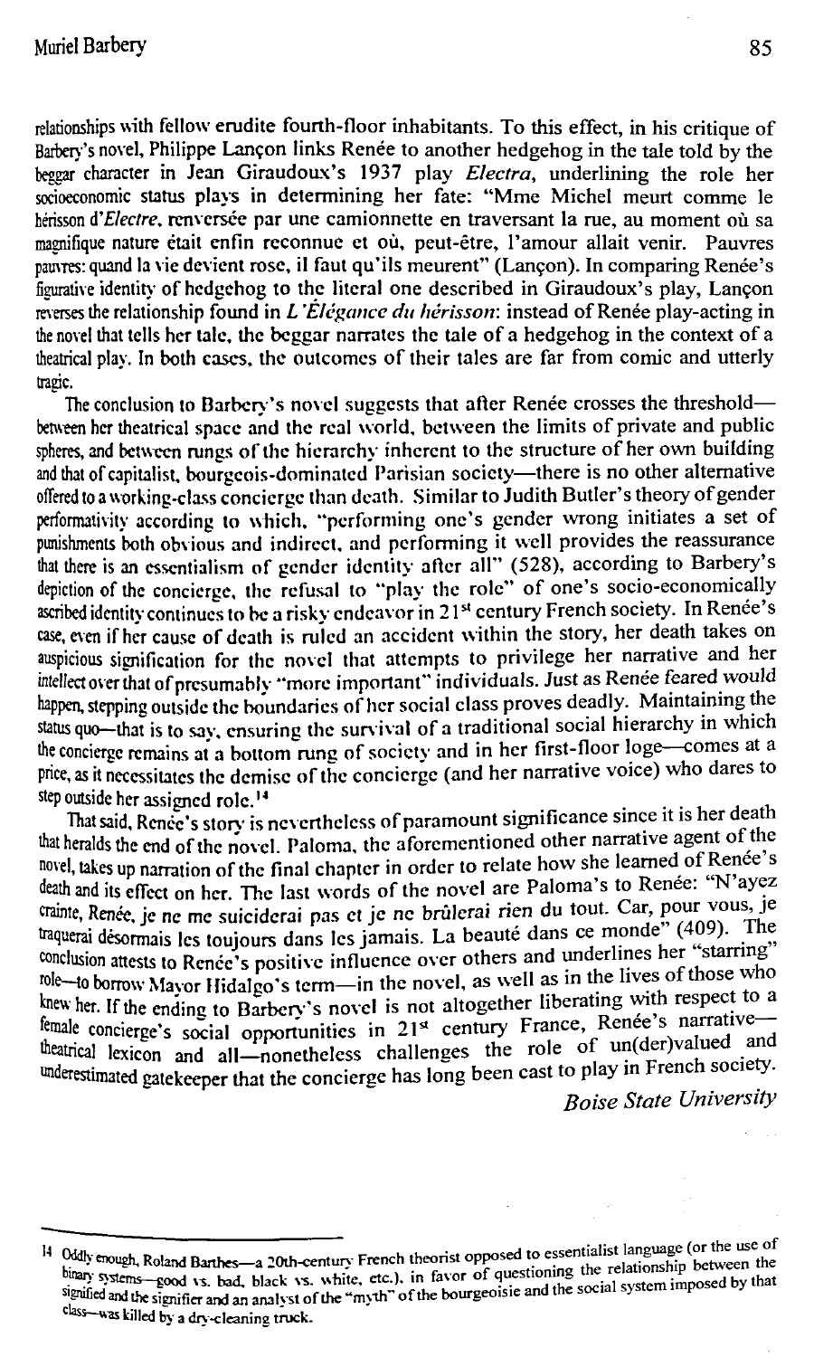relationships with fellow erudite fourth-floor inhabitants. To this effect, in his critique of Barbery's novel, Philippe Lançon links Renée to another hedgehog in the tale told by the beggar character in Jean Giraudoux's 1937 play *Electra*, underlining the role her socioeconomic status plays in determining her fate: "Mme Michel meurt comme le hérisson d'*Electre*, renversée par une camionnette en traversant la rue, au moment où sa magnifique nature était enfin reconnue et où, peut-être, l'amour allait venir. Pauvres pauvres: quand la vie devient rose, il faut qu'ils meurent" (Lançon). In comparing Renée's figurative identity of hedgehog to the literal one described in Giraudoux's play, Lançon reverses the relationship found in *L'Élégance du hérisson*: instead of Renée play-acting in the novel that tells her tale, the beggar narrates the tale of a hedgehog in the context of a theatrical play. In both cases, the outcomes of their tales are far from comic and utterly tragic.

The conclusion to Barbery's novel suggests that after Renée crosses the threshold—between her theatrical space and the real world, between the limits of private and public spheres, and between rungs of the hierarchy inherent to the structure of her own building and that of capitalist, bourgeois-dominated Parisian society—there is no other alternative offered to a working-class concierge than death. Similar to Judith Butler's theory of gender performativity according to which, "performing one's gender wrong initiates a set of punishments both obvious and indirect, and performing it well provides the reassurance that there is an essentialism of gender identity after all" (528), according to Barbery's depiction of the concierge, the refusal to "play the role" of one's socio-economically ascribed identity continues to be a risky endeavor in 21st century French society. In Renée's case, even if her cause of death is ruled an accident within the story, her death takes on auspicious signification for the novel that attempts to privilege her narrative and her intellect over that of presumably "more important" individuals. Just as Renée feared would happen, stepping outside the boundaries of her social class proves deadly. Maintaining the status quo—that is to say, ensuring the survival of a traditional social hierarchy in which the concierge remains at a bottom rung of society and in her first-floor loge—comes at a price, as it necessitates the demise of the concierge (and her narrative voice) who dares to step outside her assigned role.[14]

That said, Renée's story is nevertheless of paramount significance since it is her death that heralds the end of the novel. Paloma, the aforementioned other narrative agent of the novel, takes up narration of the final chapter in order to relate how she learned of Renée's death and its effect on her. The last words of the novel are Paloma's to Renée: "N'ayez crainte, Renée, je ne me suiciderai pas et je ne brûlerai rien du tout. Car, pour vous, je traquerai désormais les toujours dans les jamais. La beauté dans ce monde" (409). The conclusion attests to Renée's positive influence over others and underlines her "starring" role—to borrow Mayor Hidalgo's term—in the novel, as well as in the lives of those who knew her. If the ending to Barbery's novel is not altogether liberating with respect to a female concierge's social opportunities in 21st century France, Renée's narrative—theatrical lexicon and all—nonetheless challenges the role of un(der)valued and underestimated gatekeeper that the concierge has long been cast to play in French society.

*Boise State University*

---

14 Oddly enough, Roland Barthes—a 20th-century French theorist opposed to essentialist language (or the use of binary systems—good vs. bad, black vs. white, etc.), in favor of questioning the relationship between the signified and the signifier and an analyst of the "myth" of the bourgeoisie and the social system imposed by that class—was killed by a dry-cleaning truck.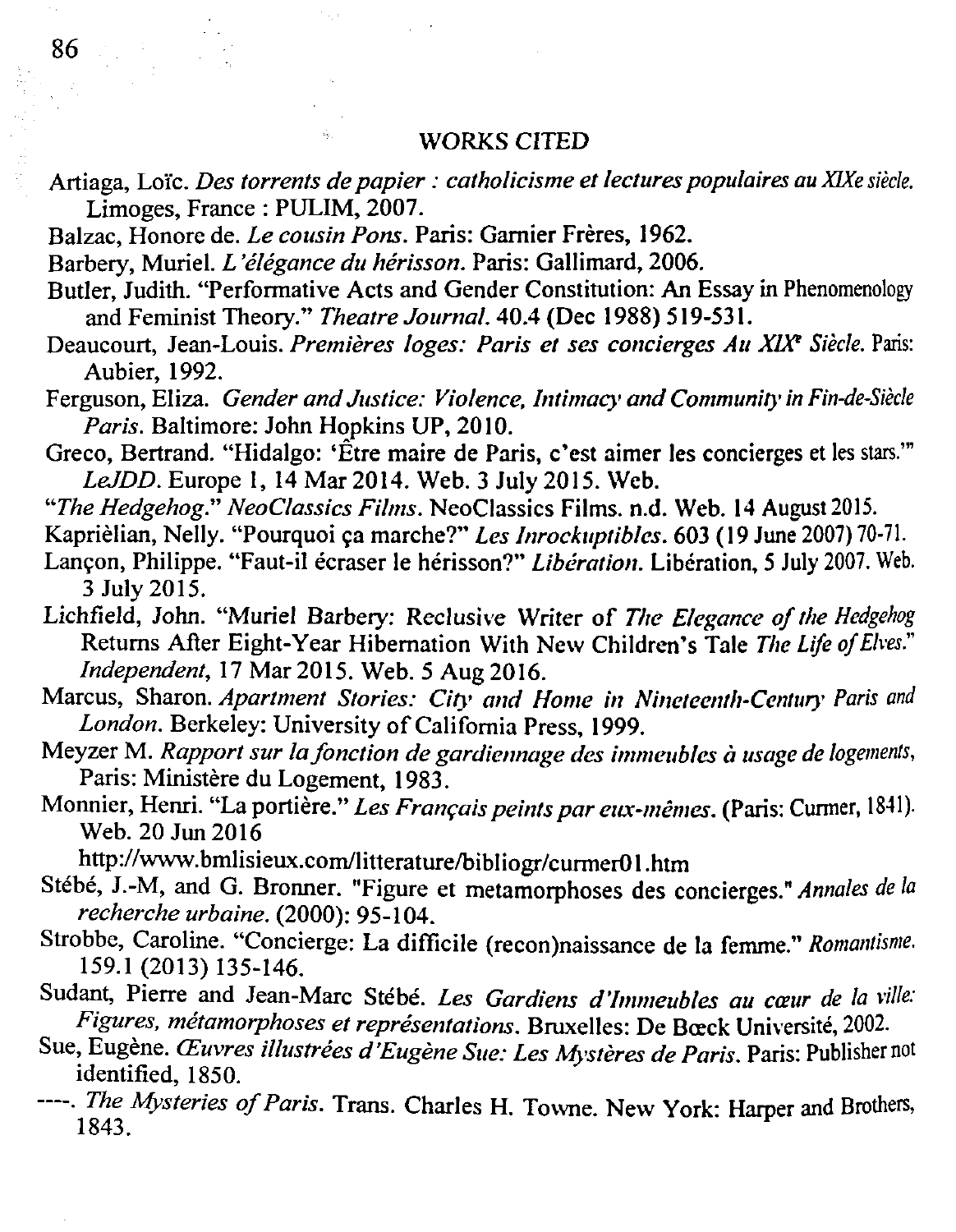## WORKS CITED

Artiaga, Loïc. *Des torrents de papier : catholicisme et lectures populaires au XIXe siècle.* Limoges, France : PULIM, 2007.

Balzac, Honore de. *Le cousin Pons*. Paris: Garnier Frères, 1962.

Barbery, Muriel. *L'élégance du hérisson*. Paris: Gallimard, 2006.

Butler, Judith. "Performative Acts and Gender Constitution: An Essay in Phenomenology and Feminist Theory." *Theatre Journal*. 40.4 (Dec 1988) 519-531.

Deaucourt, Jean-Louis. *Premières loges: Paris et ses concierges Au XIXe Siècle*. Paris: Aubier, 1992.

Ferguson, Eliza. *Gender and Justice: Violence, Intimacy and Community in Fin-de-Siècle Paris*. Baltimore: John Hopkins UP, 2010.

Greco, Bertrand. "Hidalgo: 'Être maire de Paris, c'est aimer les concierges et les stars.'" *LeJDD*. Europe 1, 14 Mar 2014. Web. 3 July 2015. Web.

"*The Hedgehog*." *NeoClassics Films*. NeoClassics Films. n.d. Web. 14 August 2015.

Kaprièlian, Nelly. "Pourquoi ça marche?" *Les Inrockuptibles*. 603 (19 June 2007) 70-71.

Lançon, Philippe. "Faut-il écraser le hérisson?" *Libération*. Libération, 5 July 2007. Web. 3 July 2015.

Lichfield, John. "Muriel Barbery: Reclusive Writer of *The Elegance of the Hedgehog* Returns After Eight-Year Hibernation With New Children's Tale *The Life of Elves*." *Independent*, 17 Mar 2015. Web. 5 Aug 2016.

Marcus, Sharon. *Apartment Stories: City and Home in Nineteenth-Century Paris and London*. Berkeley: University of California Press, 1999.

Meyzer M. *Rapport sur la fonction de gardiennage des immeubles à usage de logements*, Paris: Ministère du Logement, 1983.

Monnier, Henri. "La portière." *Les Français peints par eux-mêmes*. (Paris: Curmer, 1841). Web. 20 Jun 2016
http://www.bmlisieux.com/litterature/bibliogr/curmer01.htm

Stébé, J.-M, and G. Bronner. "Figure et metamorphoses des concierges." *Annales de la recherche urbaine*. (2000): 95-104.

Strobbe, Caroline. "Concierge: La difficile (recon)naissance de la femme." *Romantisme*. 159.1 (2013) 135-146.

Sudant, Pierre and Jean-Marc Stébé. *Les Gardiens d'Immeubles au cœur de la ville: Figures, métamorphoses et représentations*. Bruxelles: De Bœck Université, 2002.

Sue, Eugène. *Œuvres illustrées d'Eugène Sue: Les Mystères de Paris*. Paris: Publisher not identified, 1850.

----. *The Mysteries of Paris*. Trans. Charles H. Towne. New York: Harper and Brothers, 1843.